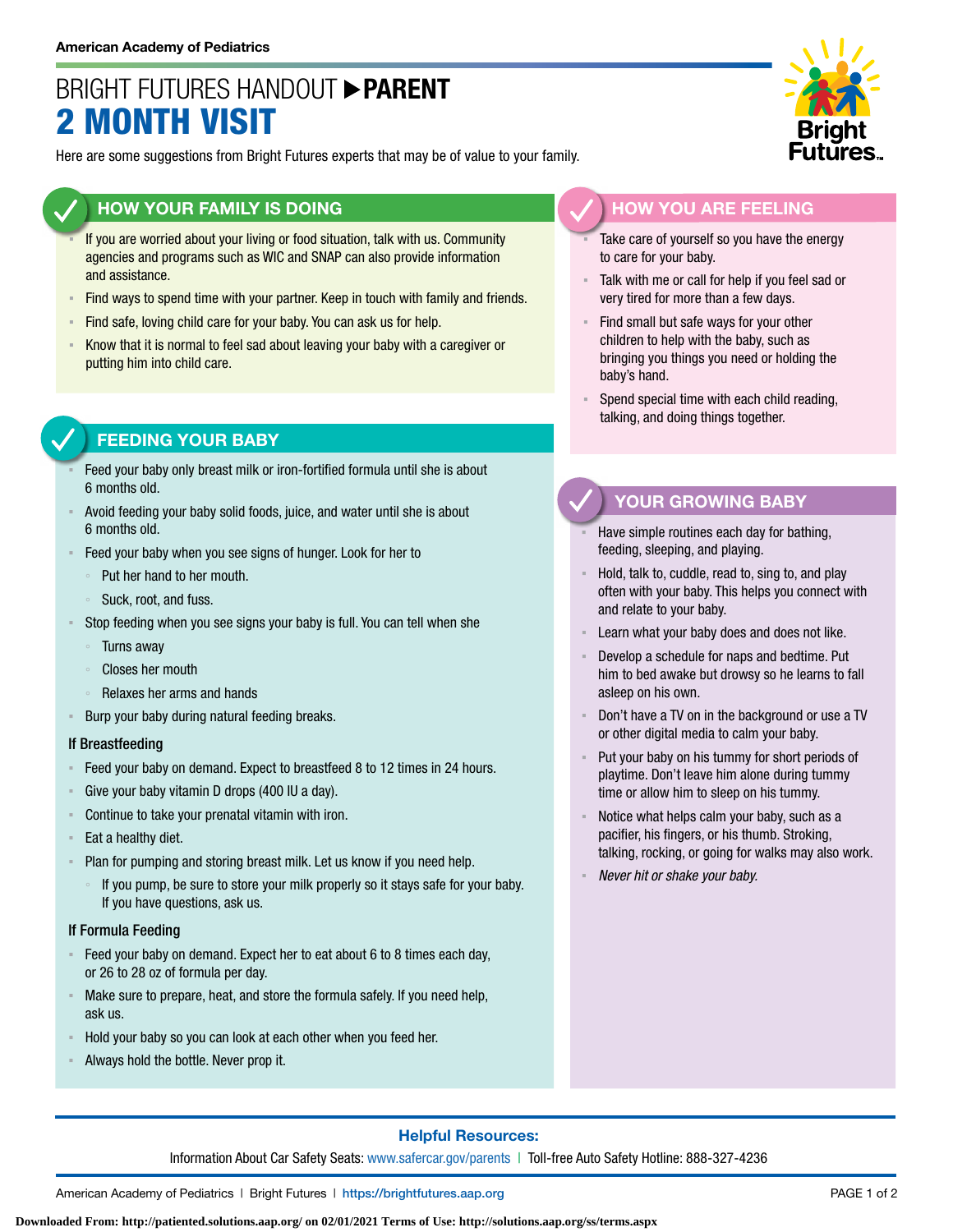American Academy of Pediatrics

# BRIGHT FUTURES HANDOUT ▶ PARENT
# 2 MONTH VISIT

Here are some suggestions from Bright Futures experts that may be of value to your family.

## HOW YOUR FAMILY IS DOING

- If you are worried about your living or food situation, talk with us. Community agencies and programs such as WIC and SNAP can also provide information and assistance.
- Find ways to spend time with your partner. Keep in touch with family and friends.
- Find safe, loving child care for your baby. You can ask us for help.
- Know that it is normal to feel sad about leaving your baby with a caregiver or putting him into child care.

## FEEDING YOUR BABY

- Feed your baby only breast milk or iron-fortified formula until she is about 6 months old.
- Avoid feeding your baby solid foods, juice, and water until she is about 6 months old.
- Feed your baby when you see signs of hunger. Look for her to
  - Put her hand to her mouth.
  - Suck, root, and fuss.
- Stop feeding when you see signs your baby is full. You can tell when she
  - Turns away
  - Closes her mouth
  - Relaxes her arms and hands
- Burp your baby during natural feeding breaks.

### If Breastfeeding

- Feed your baby on demand. Expect to breastfeed 8 to 12 times in 24 hours.
- Give your baby vitamin D drops (400 IU a day).
- Continue to take your prenatal vitamin with iron.
- Eat a healthy diet.
- Plan for pumping and storing breast milk. Let us know if you need help.
  - If you pump, be sure to store your milk properly so it stays safe for your baby. If you have questions, ask us.

### If Formula Feeding

- Feed your baby on demand. Expect her to eat about 6 to 8 times each day, or 26 to 28 oz of formula per day.
- Make sure to prepare, heat, and store the formula safely. If you need help, ask us.
- Hold your baby so you can look at each other when you feed her.
- Always hold the bottle. Never prop it.

## HOW YOU ARE FEELING

- Take care of yourself so you have the energy to care for your baby.
- Talk with me or call for help if you feel sad or very tired for more than a few days.
- Find small but safe ways for your other children to help with the baby, such as bringing you things you need or holding the baby's hand.
- Spend special time with each child reading, talking, and doing things together.

## YOUR GROWING BABY

- Have simple routines each day for bathing, feeding, sleeping, and playing.
- Hold, talk to, cuddle, read to, sing to, and play often with your baby. This helps you connect with and relate to your baby.
- Learn what your baby does and does not like.
- Develop a schedule for naps and bedtime. Put him to bed awake but drowsy so he learns to fall asleep on his own.
- Don't have a TV on in the background or use a TV or other digital media to calm your baby.
- Put your baby on his tummy for short periods of playtime. Don't leave him alone during tummy time or allow him to sleep on his tummy.
- Notice what helps calm your baby, such as a pacifier, his fingers, or his thumb. Stroking, talking, rocking, or going for walks may also work.
- *Never hit or shake your baby.*

**Helpful Resources:**

Information About Car Safety Seats: www.safercar.gov/parents | Toll-free Auto Safety Hotline: 888-327-4236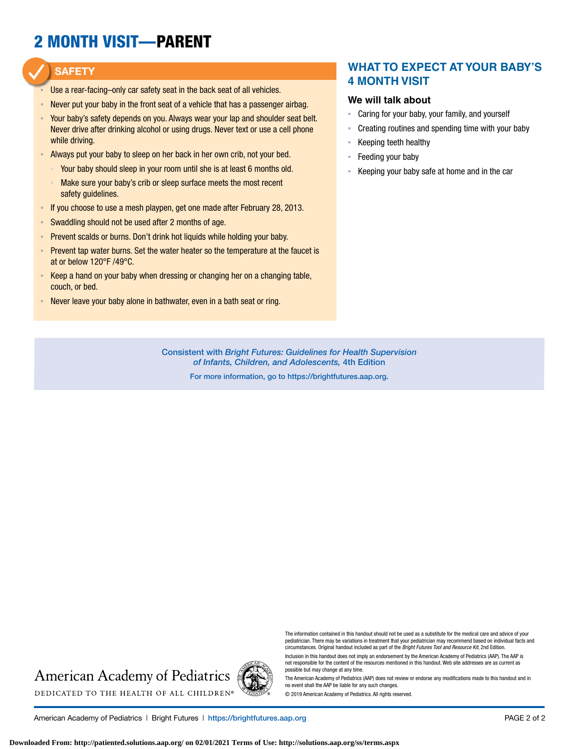# 2 MONTH VISIT—PARENT

## SAFETY

- Use a rear-facing–only car safety seat in the back seat of all vehicles.
- Never put your baby in the front seat of a vehicle that has a passenger airbag.
- Your baby's safety depends on you. Always wear your lap and shoulder seat belt. Never drive after drinking alcohol or using drugs. Never text or use a cell phone while driving.
- Always put your baby to sleep on her back in her own crib, not your bed.
  - Your baby should sleep in your room until she is at least 6 months old.
  - Make sure your baby's crib or sleep surface meets the most recent safety guidelines.
- If you choose to use a mesh playpen, get one made after February 28, 2013.
- Swaddling should not be used after 2 months of age.
- Prevent scalds or burns. Don't drink hot liquids while holding your baby.
- Prevent tap water burns. Set the water heater so the temperature at the faucet is at or below 120°F /49°C.
- Keep a hand on your baby when dressing or changing her on a changing table, couch, or bed.
- Never leave your baby alone in bathwater, even in a bath seat or ring.

## WHAT TO EXPECT AT YOUR BABY'S 4 MONTH VISIT

### We will talk about

- Caring for your baby, your family, and yourself
- Creating routines and spending time with your baby
- Keeping teeth healthy
- Feeding your baby
- Keeping your baby safe at home and in the car

Consistent with *Bright Futures: Guidelines for Health Supervision of Infants, Children, and Adolescents,* 4th Edition

For more information, go to https://brightfutures.aap.org.

American Academy of Pediatrics

DEDICATED TO THE HEALTH OF ALL CHILDREN®

The information contained in this handout should not be used as a substitute for the medical care and advice of your pediatrician. There may be variations in treatment that your pediatrician may recommend based on individual facts and circumstances. Original handout included as part of the *Bright Futures Tool and Resource Kit,* 2nd Edition.

Inclusion in this handout does not imply an endorsement by the American Academy of Pediatrics (AAP). The AAP is not responsible for the content of the resources mentioned in this handout. Web site addresses are as current as possible but may change at any time.

The American Academy of Pediatrics (AAP) does not review or endorse any modifications made to this handout and in no event shall the AAP be liable for any such changes.

© 2019 American Academy of Pediatrics. All rights reserved.